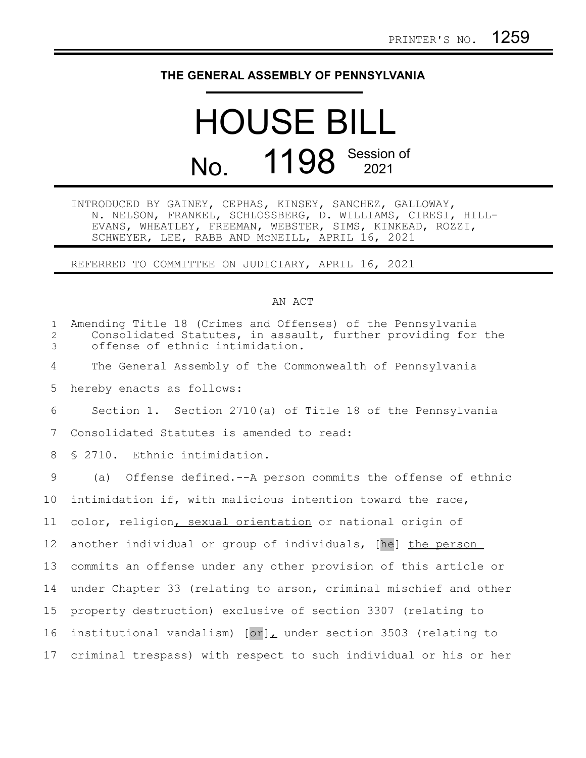PRINTER'S NO. 1259

# THE GENERAL ASSEMBLY OF PENNSYLVANIA

# HOUSE BILL

## No. 1198 Session of 2021

INTRODUCED BY GAINEY, CEPHAS, KINSEY, SANCHEZ, GALLOWAY, N. NELSON, FRANKEL, SCHLOSSBERG, D. WILLIAMS, CIRESI, HILL-EVANS, WHEATLEY, FREEMAN, WEBSTER, SIMS, KINKEAD, ROZZI, SCHWEYER, LEE, RABB AND McNEILL, APRIL 16, 2021

REFERRED TO COMMITTEE ON JUDICIARY, APRIL 16, 2021

AN ACT

Amending Title 18 (Crimes and Offenses) of the Pennsylvania Consolidated Statutes, in assault, further providing for the offense of ethnic intimidation.

The General Assembly of the Commonwealth of Pennsylvania hereby enacts as follows:

Section 1. Section 2710(a) of Title 18 of the Pennsylvania Consolidated Statutes is amended to read:

§ 2710. Ethnic intimidation.

(a) Offense defined.--A person commits the offense of ethnic intimidation if, with malicious intention toward the race, color, religion<u>, sexual orientation</u> or national origin of another individual or group of individuals, [he] <u>the person</u> commits an offense under any other provision of this article or under Chapter 33 (relating to arson, criminal mischief and other property destruction) exclusive of section 3307 (relating to institutional vandalism) [or]<u>,</u> under section 3503 (relating to criminal trespass) with respect to such individual or his or her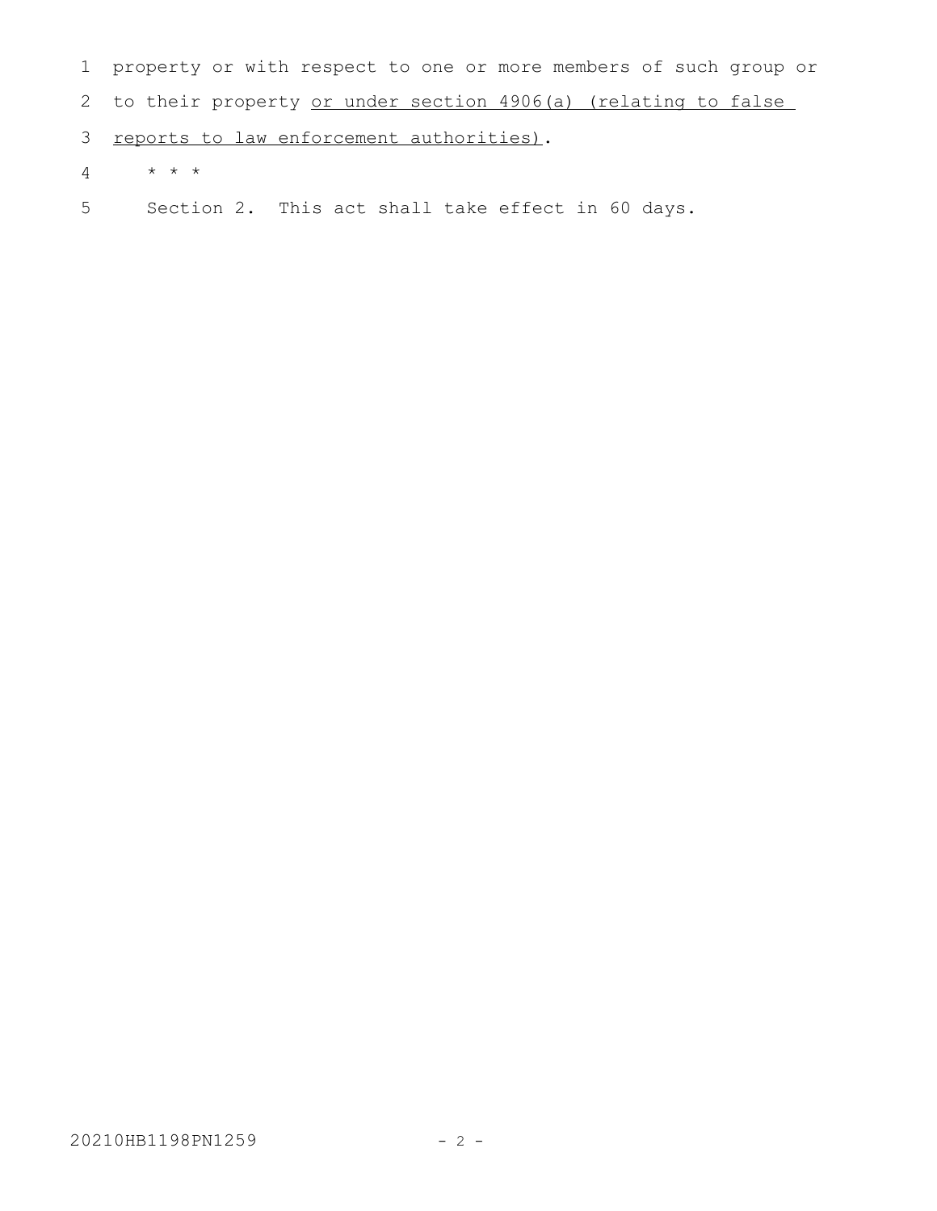property or with respect to one or more members of such group or to their property <u>or under section 4906(a) (relating to false reports to law enforcement authorities)</u>.

* * *

Section 2. This act shall take effect in 60 days.